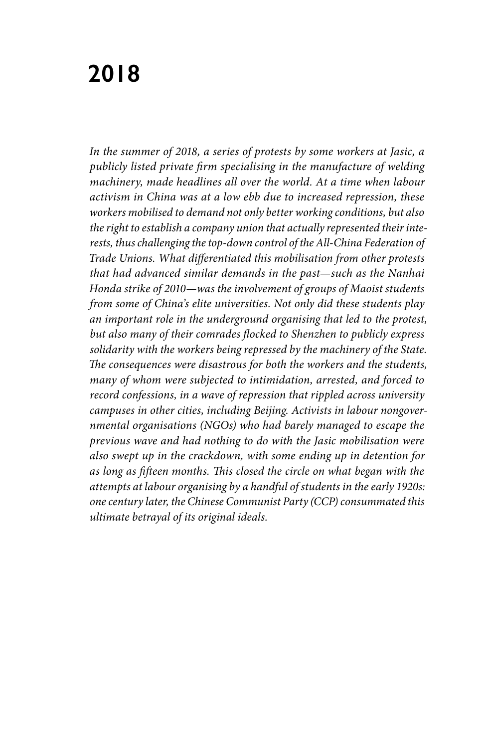# 2018

*In the summer of 2018, a series of protests by some workers at Jasic, a publicly listed private firm specialising in the manufacture of welding machinery, made headlines all over the world. At a time when labour activism in China was at a low ebb due to increased repression, these workers mobilised to demand not only better working conditions, but also the right to establish a company union that actually represented their interests, thus challenging the top-down control of the All-China Federation of Trade Unions. What differentiated this mobilisation from other protests that had advanced similar demands in the past—such as the Nanhai Honda strike of 2010—was the involvement of groups of Maoist students from some of China's elite universities. Not only did these students play an important role in the underground organising that led to the protest, but also many of their comrades flocked to Shenzhen to publicly express solidarity with the workers being repressed by the machinery of the State. The consequences were disastrous for both the workers and the students, many of whom were subjected to intimidation, arrested, and forced to record confessions, in a wave of repression that rippled across university campuses in other cities, including Beijing. Activists in labour nongovernmental organisations (NGOs) who had barely managed to escape the previous wave and had nothing to do with the Jasic mobilisation were also swept up in the crackdown, with some ending up in detention for as long as fifteen months. This closed the circle on what began with the attempts at labour organising by a handful of students in the early 1920s: one century later, the Chinese Communist Party (CCP) consummated this ultimate betrayal of its original ideals.*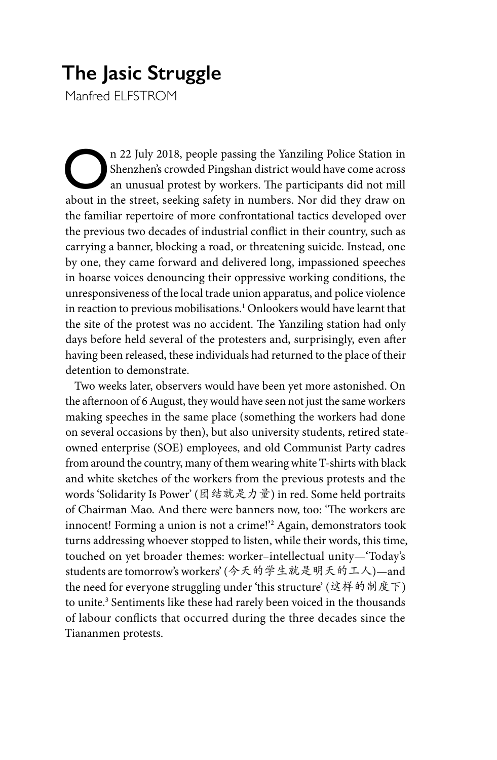# The Jasic Struggle

Manfred ELFSTROM

On 22 July 2018, people passing the Yanziling Police Station in Shenzhen's crowded Pingshan district would have come across an unusual protest by workers. The participants did not mill about in the street, seeking safety in numbers. Nor did they draw on the familiar repertoire of more confrontational tactics developed over the previous two decades of industrial conflict in their country, such as carrying a banner, blocking a road, or threatening suicide. Instead, one by one, they came forward and delivered long, impassioned speeches in hoarse voices denouncing their oppressive working conditions, the unresponsiveness of the local trade union apparatus, and police violence in reaction to previous mobilisations.[1] Onlookers would have learnt that the site of the protest was no accident. The Yanziling station had only days before held several of the protesters and, surprisingly, even after having been released, these individuals had returned to the place of their detention to demonstrate.

Two weeks later, observers would have been yet more astonished. On the afternoon of 6 August, they would have seen not just the same workers making speeches in the same place (something the workers had done on several occasions by then), but also university students, retired state-owned enterprise (SOE) employees, and old Communist Party cadres from around the country, many of them wearing white T-shirts with black and white sketches of the workers from the previous protests and the words 'Solidarity Is Power' (团结就是力量) in red. Some held portraits of Chairman Mao. And there were banners now, too: 'The workers are innocent! Forming a union is not a crime!'[2] Again, demonstrators took turns addressing whoever stopped to listen, while their words, this time, touched on yet broader themes: worker–intellectual unity—'Today's students are tomorrow's workers' (今天的学生就是明天的工人)—and the need for everyone struggling under 'this structure' (这样的制度下) to unite.[3] Sentiments like these had rarely been voiced in the thousands of labour conflicts that occurred during the three decades since the Tiananmen protests.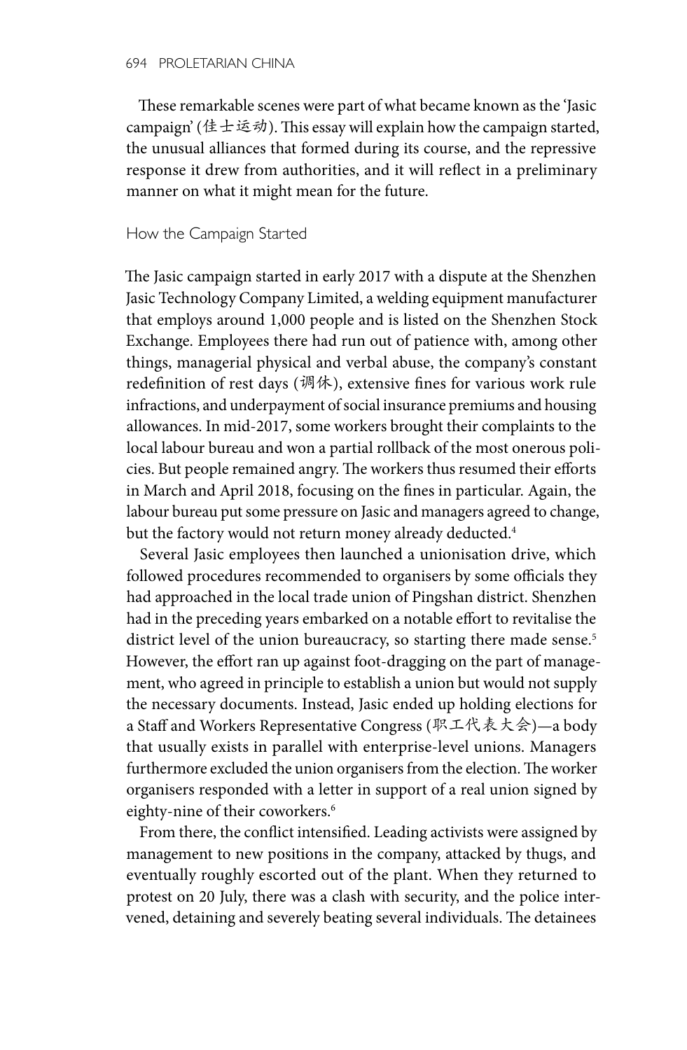These remarkable scenes were part of what became known as the 'Jasic campaign' (佳士运动). This essay will explain how the campaign started, the unusual alliances that formed during its course, and the repressive response it drew from authorities, and it will reflect in a preliminary manner on what it might mean for the future.

## How the Campaign Started

The Jasic campaign started in early 2017 with a dispute at the Shenzhen Jasic Technology Company Limited, a welding equipment manufacturer that employs around 1,000 people and is listed on the Shenzhen Stock Exchange. Employees there had run out of patience with, among other things, managerial physical and verbal abuse, the company's constant redefinition of rest days (调休), extensive fines for various work rule infractions, and underpayment of social insurance premiums and housing allowances. In mid-2017, some workers brought their complaints to the local labour bureau and won a partial rollback of the most onerous policies. But people remained angry. The workers thus resumed their efforts in March and April 2018, focusing on the fines in particular. Again, the labour bureau put some pressure on Jasic and managers agreed to change, but the factory would not return money already deducted.[4]

Several Jasic employees then launched a unionisation drive, which followed procedures recommended to organisers by some officials they had approached in the local trade union of Pingshan district. Shenzhen had in the preceding years embarked on a notable effort to revitalise the district level of the union bureaucracy, so starting there made sense.[5] However, the effort ran up against foot-dragging on the part of management, who agreed in principle to establish a union but would not supply the necessary documents. Instead, Jasic ended up holding elections for a Staff and Workers Representative Congress (职工代表大会)—a body that usually exists in parallel with enterprise-level unions. Managers furthermore excluded the union organisers from the election. The worker organisers responded with a letter in support of a real union signed by eighty-nine of their coworkers.[6]

From there, the conflict intensified. Leading activists were assigned by management to new positions in the company, attacked by thugs, and eventually roughly escorted out of the plant. When they returned to protest on 20 July, there was a clash with security, and the police intervened, detaining and severely beating several individuals. The detainees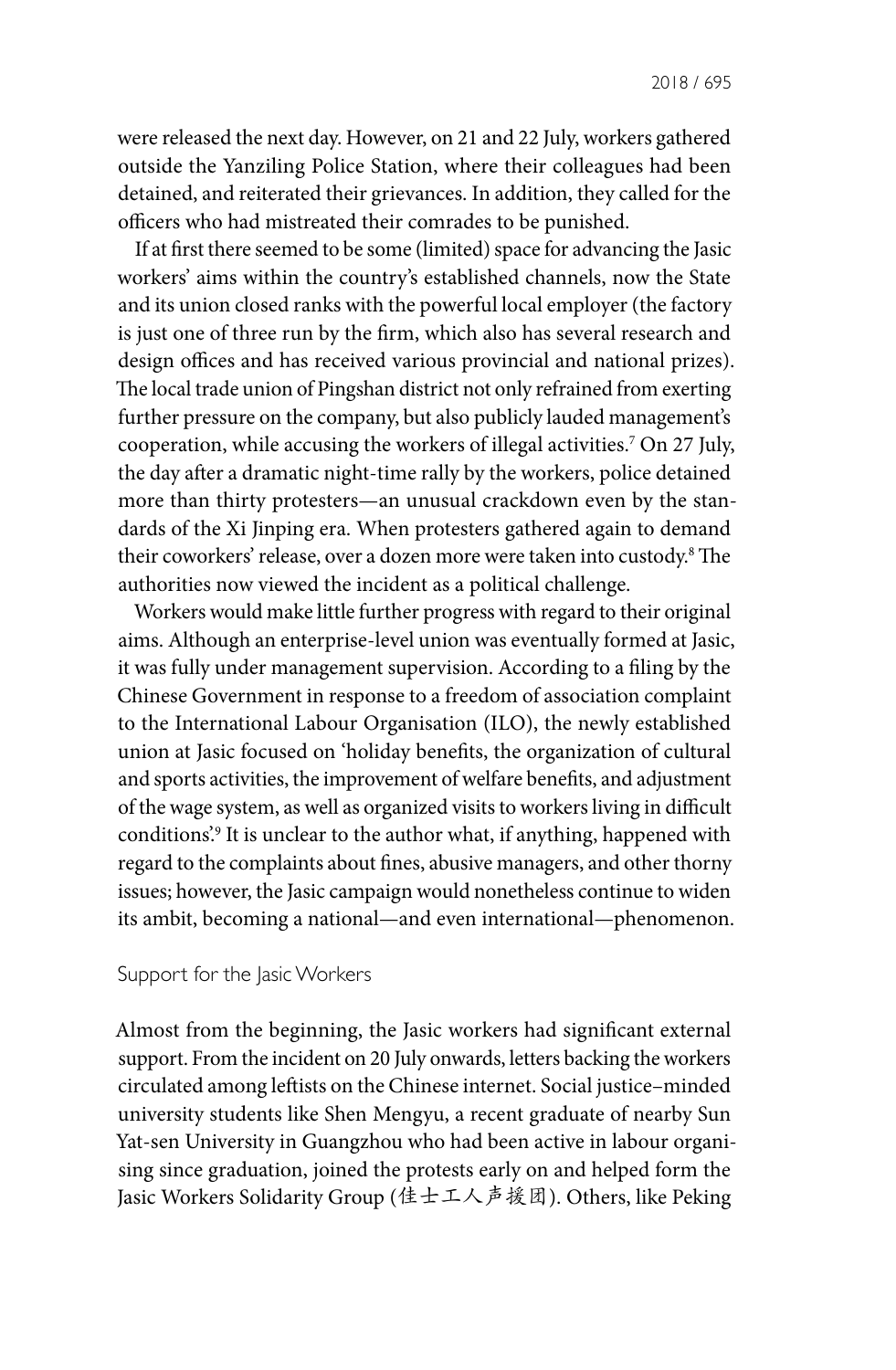were released the next day. However, on 21 and 22 July, workers gathered outside the Yanziling Police Station, where their colleagues had been detained, and reiterated their grievances. In addition, they called for the officers who had mistreated their comrades to be punished.

If at first there seemed to be some (limited) space for advancing the Jasic workers' aims within the country's established channels, now the State and its union closed ranks with the powerful local employer (the factory is just one of three run by the firm, which also has several research and design offices and has received various provincial and national prizes). The local trade union of Pingshan district not only refrained from exerting further pressure on the company, but also publicly lauded management's cooperation, while accusing the workers of illegal activities.[7] On 27 July, the day after a dramatic night-time rally by the workers, police detained more than thirty protesters—an unusual crackdown even by the standards of the Xi Jinping era. When protesters gathered again to demand their coworkers' release, over a dozen more were taken into custody.[8] The authorities now viewed the incident as a political challenge.

Workers would make little further progress with regard to their original aims. Although an enterprise-level union was eventually formed at Jasic, it was fully under management supervision. According to a filing by the Chinese Government in response to a freedom of association complaint to the International Labour Organisation (ILO), the newly established union at Jasic focused on 'holiday benefits, the organization of cultural and sports activities, the improvement of welfare benefits, and adjustment of the wage system, as well as organized visits to workers living in difficult conditions'.[9] It is unclear to the author what, if anything, happened with regard to the complaints about fines, abusive managers, and other thorny issues; however, the Jasic campaign would nonetheless continue to widen its ambit, becoming a national—and even international—phenomenon.

## Support for the Jasic Workers

Almost from the beginning, the Jasic workers had significant external support. From the incident on 20 July onwards, letters backing the workers circulated among leftists on the Chinese internet. Social justice–minded university students like Shen Mengyu, a recent graduate of nearby Sun Yat-sen University in Guangzhou who had been active in labour organising since graduation, joined the protests early on and helped form the Jasic Workers Solidarity Group (佳士工人声援团). Others, like Peking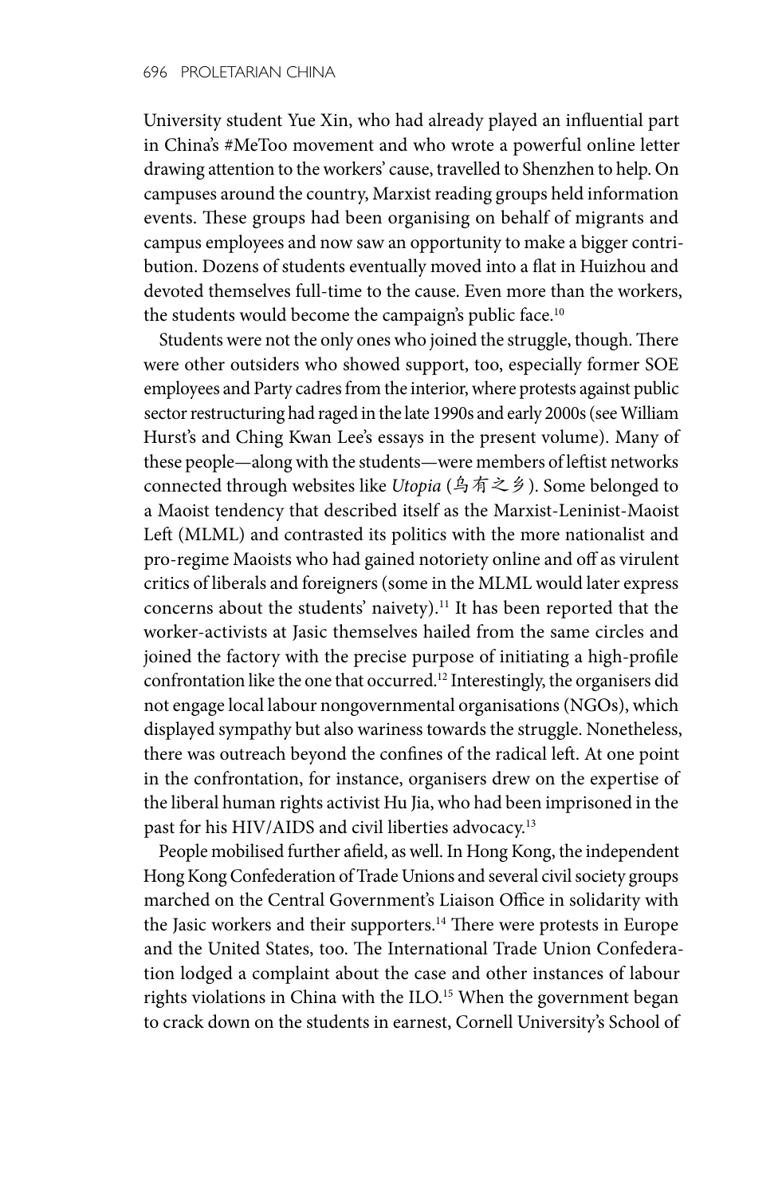University student Yue Xin, who had already played an influential part in China's #MeToo movement and who wrote a powerful online letter drawing attention to the workers' cause, travelled to Shenzhen to help. On campuses around the country, Marxist reading groups held information events. These groups had been organising on behalf of migrants and campus employees and now saw an opportunity to make a bigger contribution. Dozens of students eventually moved into a flat in Huizhou and devoted themselves full-time to the cause. Even more than the workers, the students would become the campaign's public face.[10]

Students were not the only ones who joined the struggle, though. There were other outsiders who showed support, too, especially former SOE employees and Party cadres from the interior, where protests against public sector restructuring had raged in the late 1990s and early 2000s (see William Hurst's and Ching Kwan Lee's essays in the present volume). Many of these people—along with the students—were members of leftist networks connected through websites like *Utopia* (乌有之乡). Some belonged to a Maoist tendency that described itself as the Marxist-Leninist-Maoist Left (MLML) and contrasted its politics with the more nationalist and pro-regime Maoists who had gained notoriety online and off as virulent critics of liberals and foreigners (some in the MLML would later express concerns about the students' naivety).[11] It has been reported that the worker-activists at Jasic themselves hailed from the same circles and joined the factory with the precise purpose of initiating a high-profile confrontation like the one that occurred.[12] Interestingly, the organisers did not engage local labour nongovernmental organisations (NGOs), which displayed sympathy but also wariness towards the struggle. Nonetheless, there was outreach beyond the confines of the radical left. At one point in the confrontation, for instance, organisers drew on the expertise of the liberal human rights activist Hu Jia, who had been imprisoned in the past for his HIV/AIDS and civil liberties advocacy.[13]

People mobilised further afield, as well. In Hong Kong, the independent Hong Kong Confederation of Trade Unions and several civil society groups marched on the Central Government's Liaison Office in solidarity with the Jasic workers and their supporters.[14] There were protests in Europe and the United States, too. The International Trade Union Confederation lodged a complaint about the case and other instances of labour rights violations in China with the ILO.[15] When the government began to crack down on the students in earnest, Cornell University's School of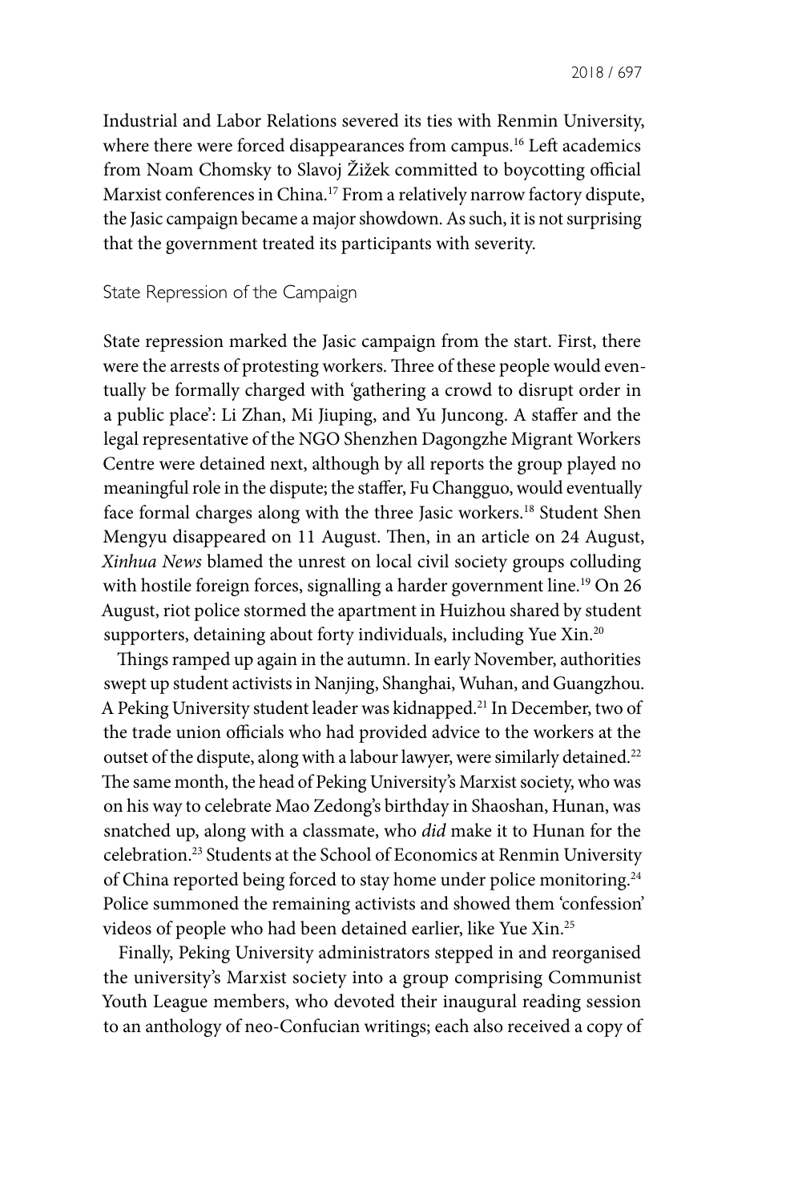Industrial and Labor Relations severed its ties with Renmin University, where there were forced disappearances from campus.[16] Left academics from Noam Chomsky to Slavoj Žižek committed to boycotting official Marxist conferences in China.[17] From a relatively narrow factory dispute, the Jasic campaign became a major showdown. As such, it is not surprising that the government treated its participants with severity.

## State Repression of the Campaign

State repression marked the Jasic campaign from the start. First, there were the arrests of protesting workers. Three of these people would eventually be formally charged with 'gathering a crowd to disrupt order in a public place': Li Zhan, Mi Jiuping, and Yu Juncong. A staffer and the legal representative of the NGO Shenzhen Dagongzhe Migrant Workers Centre were detained next, although by all reports the group played no meaningful role in the dispute; the staffer, Fu Changguo, would eventually face formal charges along with the three Jasic workers.[18] Student Shen Mengyu disappeared on 11 August. Then, in an article on 24 August, *Xinhua News* blamed the unrest on local civil society groups colluding with hostile foreign forces, signalling a harder government line.[19] On 26 August, riot police stormed the apartment in Huizhou shared by student supporters, detaining about forty individuals, including Yue Xin.[20]

Things ramped up again in the autumn. In early November, authorities swept up student activists in Nanjing, Shanghai, Wuhan, and Guangzhou. A Peking University student leader was kidnapped.[21] In December, two of the trade union officials who had provided advice to the workers at the outset of the dispute, along with a labour lawyer, were similarly detained.[22] The same month, the head of Peking University's Marxist society, who was on his way to celebrate Mao Zedong's birthday in Shaoshan, Hunan, was snatched up, along with a classmate, who *did* make it to Hunan for the celebration.[23] Students at the School of Economics at Renmin University of China reported being forced to stay home under police monitoring.[24] Police summoned the remaining activists and showed them 'confession' videos of people who had been detained earlier, like Yue Xin.[25]

Finally, Peking University administrators stepped in and reorganised the university's Marxist society into a group comprising Communist Youth League members, who devoted their inaugural reading session to an anthology of neo-Confucian writings; each also received a copy of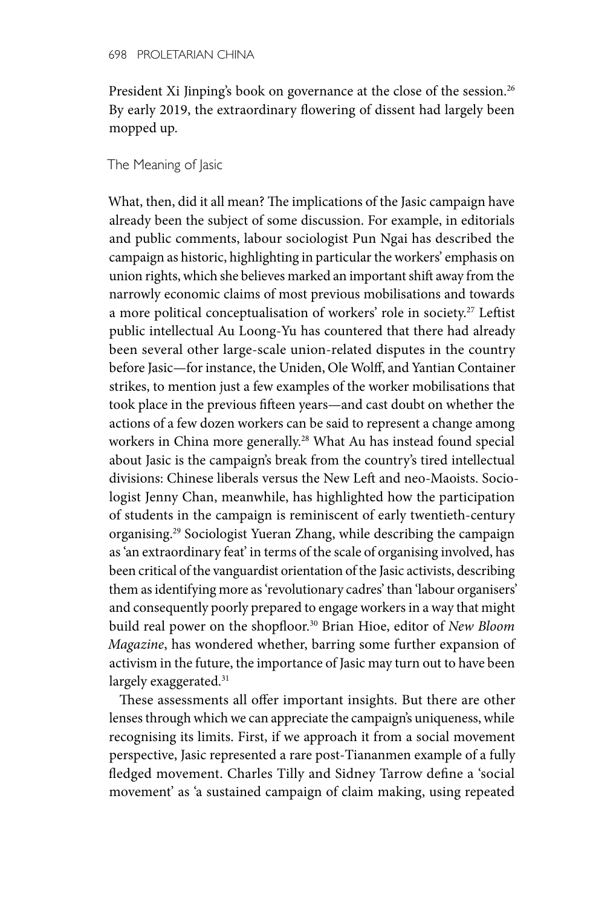President Xi Jinping's book on governance at the close of the session.[26] By early 2019, the extraordinary flowering of dissent had largely been mopped up.

## The Meaning of Jasic

What, then, did it all mean? The implications of the Jasic campaign have already been the subject of some discussion. For example, in editorials and public comments, labour sociologist Pun Ngai has described the campaign as historic, highlighting in particular the workers' emphasis on union rights, which she believes marked an important shift away from the narrowly economic claims of most previous mobilisations and towards a more political conceptualisation of workers' role in society.[27] Leftist public intellectual Au Loong-Yu has countered that there had already been several other large-scale union-related disputes in the country before Jasic—for instance, the Uniden, Ole Wolff, and Yantian Container strikes, to mention just a few examples of the worker mobilisations that took place in the previous fifteen years—and cast doubt on whether the actions of a few dozen workers can be said to represent a change among workers in China more generally.[28] What Au has instead found special about Jasic is the campaign's break from the country's tired intellectual divisions: Chinese liberals versus the New Left and neo-Maoists. Sociologist Jenny Chan, meanwhile, has highlighted how the participation of students in the campaign is reminiscent of early twentieth-century organising.[29] Sociologist Yueran Zhang, while describing the campaign as 'an extraordinary feat' in terms of the scale of organising involved, has been critical of the vanguardist orientation of the Jasic activists, describing them as identifying more as 'revolutionary cadres' than 'labour organisers' and consequently poorly prepared to engage workers in a way that might build real power on the shopfloor.[30] Brian Hioe, editor of *New Bloom Magazine*, has wondered whether, barring some further expansion of activism in the future, the importance of Jasic may turn out to have been largely exaggerated.[31]

These assessments all offer important insights. But there are other lenses through which we can appreciate the campaign's uniqueness, while recognising its limits. First, if we approach it from a social movement perspective, Jasic represented a rare post-Tiananmen example of a fully fledged movement. Charles Tilly and Sidney Tarrow define a 'social movement' as 'a sustained campaign of claim making, using repeated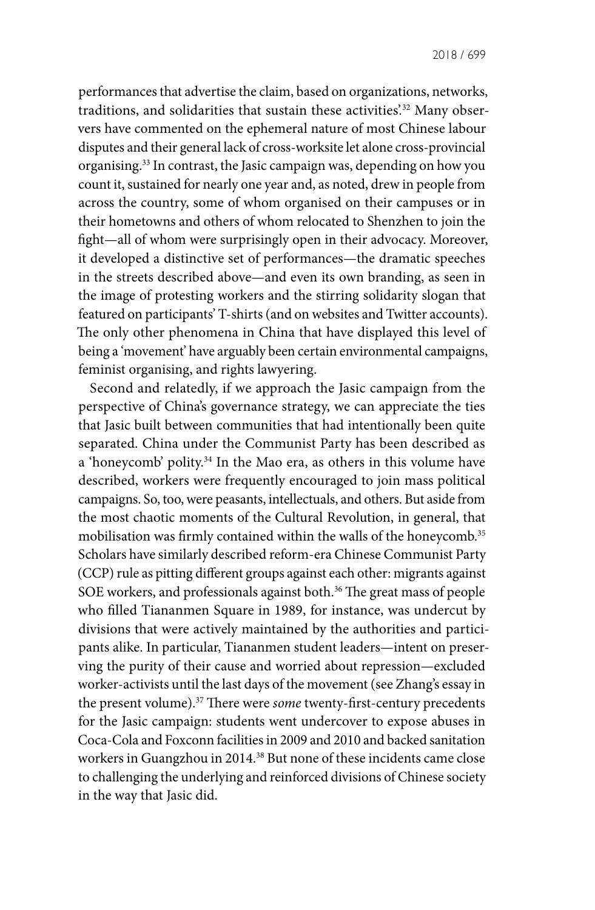performances that advertise the claim, based on organizations, networks, traditions, and solidarities that sustain these activities'.[32] Many observers have commented on the ephemeral nature of most Chinese labour disputes and their general lack of cross-worksite let alone cross-provincial organising.[33] In contrast, the Jasic campaign was, depending on how you count it, sustained for nearly one year and, as noted, drew in people from across the country, some of whom organised on their campuses or in their hometowns and others of whom relocated to Shenzhen to join the fight—all of whom were surprisingly open in their advocacy. Moreover, it developed a distinctive set of performances—the dramatic speeches in the streets described above—and even its own branding, as seen in the image of protesting workers and the stirring solidarity slogan that featured on participants' T-shirts (and on websites and Twitter accounts). The only other phenomena in China that have displayed this level of being a 'movement' have arguably been certain environmental campaigns, feminist organising, and rights lawyering.

Second and relatedly, if we approach the Jasic campaign from the perspective of China's governance strategy, we can appreciate the ties that Jasic built between communities that had intentionally been quite separated. China under the Communist Party has been described as a 'honeycomb' polity.[34] In the Mao era, as others in this volume have described, workers were frequently encouraged to join mass political campaigns. So, too, were peasants, intellectuals, and others. But aside from the most chaotic moments of the Cultural Revolution, in general, that mobilisation was firmly contained within the walls of the honeycomb.[35] Scholars have similarly described reform-era Chinese Communist Party (CCP) rule as pitting different groups against each other: migrants against SOE workers, and professionals against both.[36] The great mass of people who filled Tiananmen Square in 1989, for instance, was undercut by divisions that were actively maintained by the authorities and participants alike. In particular, Tiananmen student leaders—intent on preserving the purity of their cause and worried about repression—excluded worker-activists until the last days of the movement (see Zhang's essay in the present volume).[37] There were *some* twenty-first-century precedents for the Jasic campaign: students went undercover to expose abuses in Coca-Cola and Foxconn facilities in 2009 and 2010 and backed sanitation workers in Guangzhou in 2014.[38] But none of these incidents came close to challenging the underlying and reinforced divisions of Chinese society in the way that Jasic did.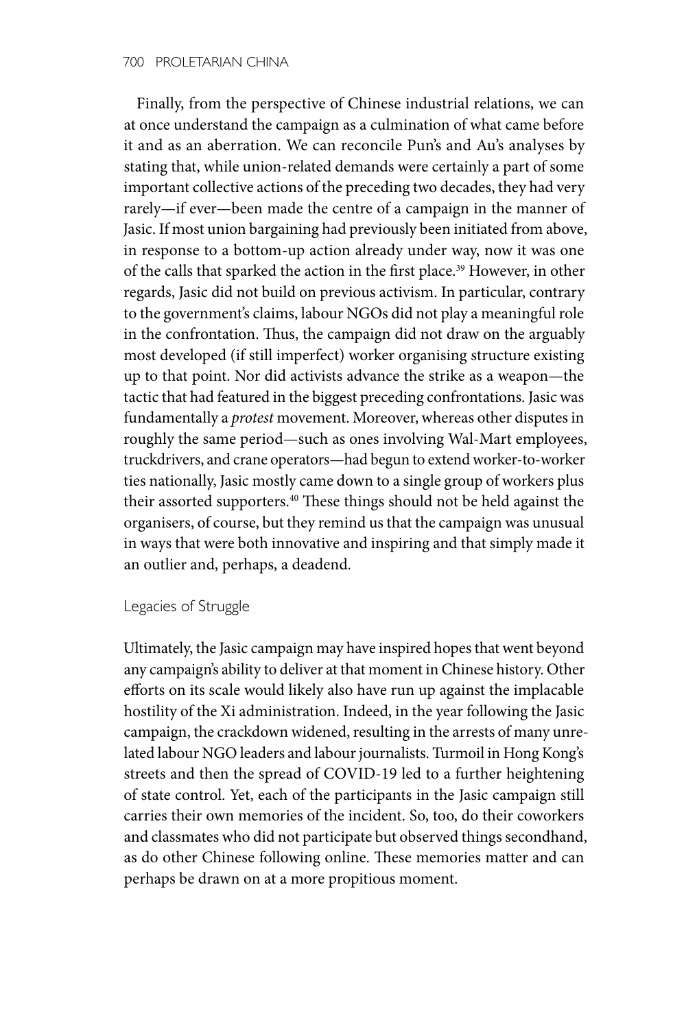Finally, from the perspective of Chinese industrial relations, we can at once understand the campaign as a culmination of what came before it and as an aberration. We can reconcile Pun's and Au's analyses by stating that, while union-related demands were certainly a part of some important collective actions of the preceding two decades, they had very rarely—if ever—been made the centre of a campaign in the manner of Jasic. If most union bargaining had previously been initiated from above, in response to a bottom-up action already under way, now it was one of the calls that sparked the action in the first place.[39] However, in other regards, Jasic did not build on previous activism. In particular, contrary to the government's claims, labour NGOs did not play a meaningful role in the confrontation. Thus, the campaign did not draw on the arguably most developed (if still imperfect) worker organising structure existing up to that point. Nor did activists advance the strike as a weapon—the tactic that had featured in the biggest preceding confrontations. Jasic was fundamentally a *protest* movement. Moreover, whereas other disputes in roughly the same period—such as ones involving Wal-Mart employees, truckdrivers, and crane operators—had begun to extend worker-to-worker ties nationally, Jasic mostly came down to a single group of workers plus their assorted supporters.[40] These things should not be held against the organisers, of course, but they remind us that the campaign was unusual in ways that were both innovative and inspiring and that simply made it an outlier and, perhaps, a deadend.

## Legacies of Struggle

Ultimately, the Jasic campaign may have inspired hopes that went beyond any campaign's ability to deliver at that moment in Chinese history. Other efforts on its scale would likely also have run up against the implacable hostility of the Xi administration. Indeed, in the year following the Jasic campaign, the crackdown widened, resulting in the arrests of many unrelated labour NGO leaders and labour journalists. Turmoil in Hong Kong's streets and then the spread of COVID-19 led to a further heightening of state control. Yet, each of the participants in the Jasic campaign still carries their own memories of the incident. So, too, do their coworkers and classmates who did not participate but observed things secondhand, as do other Chinese following online. These memories matter and can perhaps be drawn on at a more propitious moment.